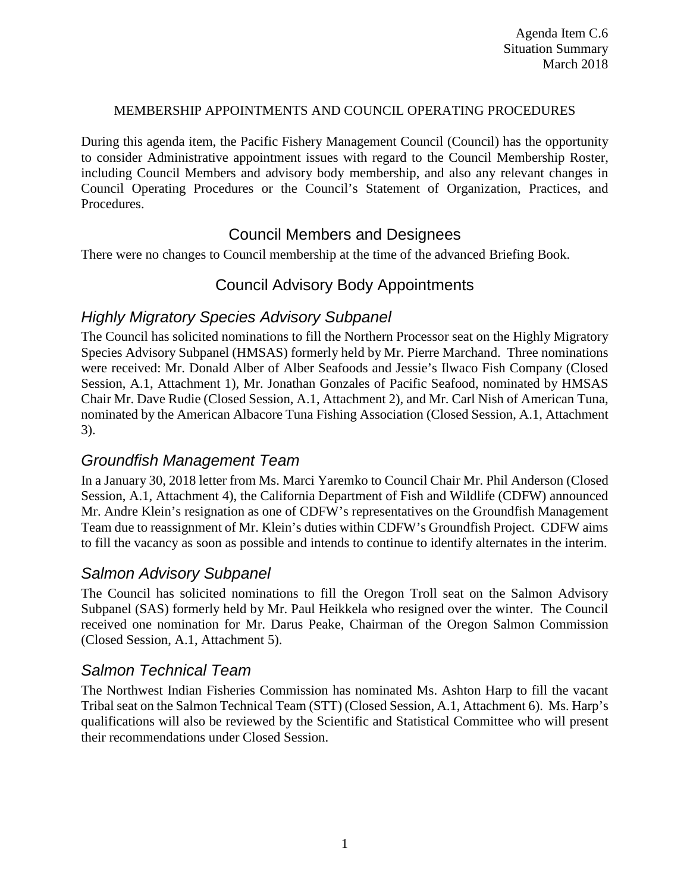Agenda Item C.6
Situation Summary
March 2018

MEMBERSHIP APPOINTMENTS AND COUNCIL OPERATING PROCEDURES

During this agenda item, the Pacific Fishery Management Council (Council) has the opportunity to consider Administrative appointment issues with regard to the Council Membership Roster, including Council Members and advisory body membership, and also any relevant changes in Council Operating Procedures or the Council's Statement of Organization, Practices, and Procedures.

## Council Members and Designees

There were no changes to Council membership at the time of the advanced Briefing Book.

## Council Advisory Body Appointments

### *Highly Migratory Species Advisory Subpanel*

The Council has solicited nominations to fill the Northern Processor seat on the Highly Migratory Species Advisory Subpanel (HMSAS) formerly held by Mr. Pierre Marchand. Three nominations were received: Mr. Donald Alber of Alber Seafoods and Jessie's Ilwaco Fish Company (Closed Session, A.1, Attachment 1), Mr. Jonathan Gonzales of Pacific Seafood, nominated by HMSAS Chair Mr. Dave Rudie (Closed Session, A.1, Attachment 2), and Mr. Carl Nish of American Tuna, nominated by the American Albacore Tuna Fishing Association (Closed Session, A.1, Attachment 3).

### *Groundfish Management Team*

In a January 30, 2018 letter from Ms. Marci Yaremko to Council Chair Mr. Phil Anderson (Closed Session, A.1, Attachment 4), the California Department of Fish and Wildlife (CDFW) announced Mr. Andre Klein's resignation as one of CDFW's representatives on the Groundfish Management Team due to reassignment of Mr. Klein's duties within CDFW's Groundfish Project. CDFW aims to fill the vacancy as soon as possible and intends to continue to identify alternates in the interim.

### *Salmon Advisory Subpanel*

The Council has solicited nominations to fill the Oregon Troll seat on the Salmon Advisory Subpanel (SAS) formerly held by Mr. Paul Heikkela who resigned over the winter. The Council received one nomination for Mr. Darus Peake, Chairman of the Oregon Salmon Commission (Closed Session, A.1, Attachment 5).

### *Salmon Technical Team*

The Northwest Indian Fisheries Commission has nominated Ms. Ashton Harp to fill the vacant Tribal seat on the Salmon Technical Team (STT) (Closed Session, A.1, Attachment 6). Ms. Harp's qualifications will also be reviewed by the Scientific and Statistical Committee who will present their recommendations under Closed Session.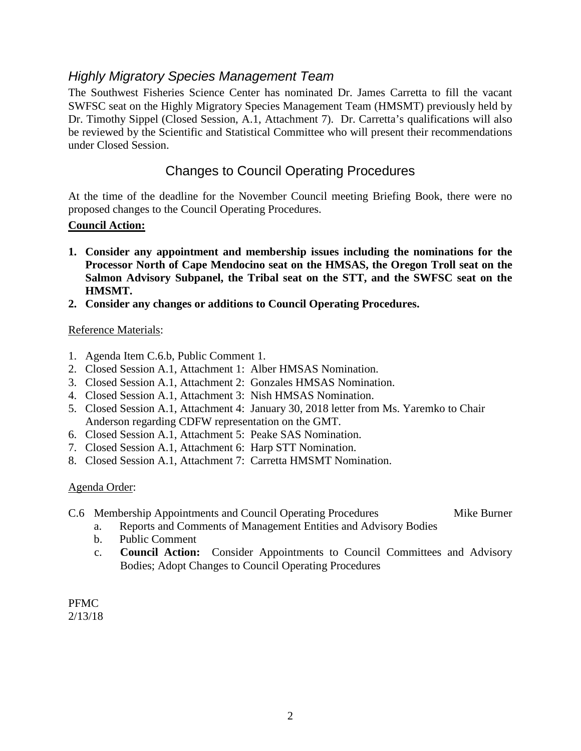### *Highly Migratory Species Management Team*

The Southwest Fisheries Science Center has nominated Dr. James Carretta to fill the vacant SWFSC seat on the Highly Migratory Species Management Team (HMSMT) previously held by Dr. Timothy Sippel (Closed Session, A.1, Attachment 7). Dr. Carretta's qualifications will also be reviewed by the Scientific and Statistical Committee who will present their recommendations under Closed Session.

## Changes to Council Operating Procedures

At the time of the deadline for the November Council meeting Briefing Book, there were no proposed changes to the Council Operating Procedures.

**Council Action:**

1. **Consider any appointment and membership issues including the nominations for the Processor North of Cape Mendocino seat on the HMSAS, the Oregon Troll seat on the Salmon Advisory Subpanel, the Tribal seat on the STT, and the SWFSC seat on the HMSMT.**
2. **Consider any changes or additions to Council Operating Procedures.**

Reference Materials:

1. Agenda Item C.6.b, Public Comment 1.
2. Closed Session A.1, Attachment 1: Alber HMSAS Nomination.
3. Closed Session A.1, Attachment 2: Gonzales HMSAS Nomination.
4. Closed Session A.1, Attachment 3: Nish HMSAS Nomination.
5. Closed Session A.1, Attachment 4: January 30, 2018 letter from Ms. Yaremko to Chair Anderson regarding CDFW representation on the GMT.
6. Closed Session A.1, Attachment 5: Peake SAS Nomination.
7. Closed Session A.1, Attachment 6: Harp STT Nomination.
8. Closed Session A.1, Attachment 7: Carretta HMSMT Nomination.

Agenda Order:

C.6 Membership Appointments and Council Operating Procedures — Mike Burner

- a. Reports and Comments of Management Entities and Advisory Bodies
- b. Public Comment
- c. **Council Action:** Consider Appointments to Council Committees and Advisory Bodies; Adopt Changes to Council Operating Procedures

PFMC
2/13/18